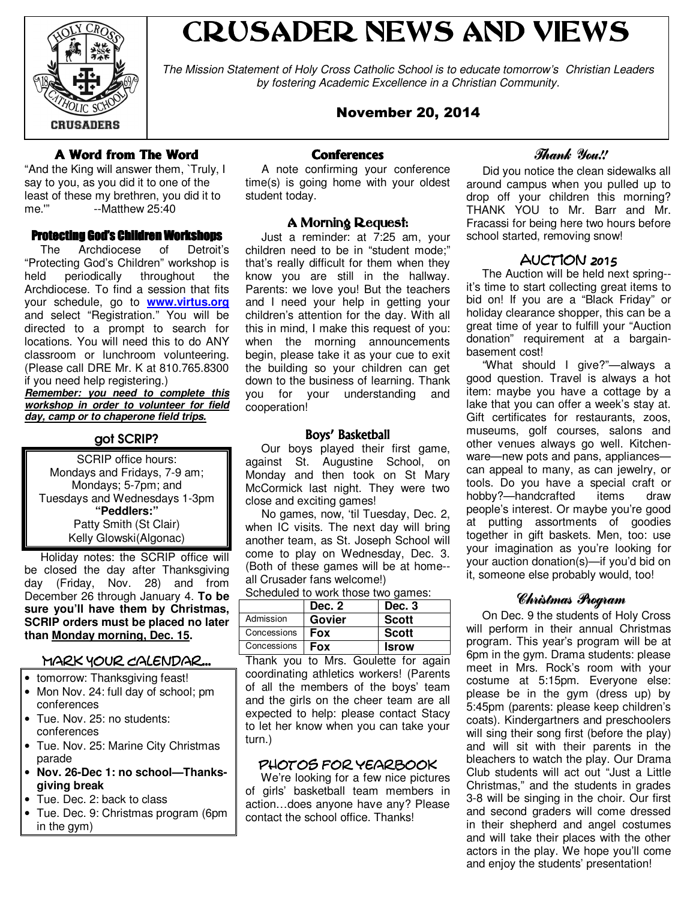# CRUSADER NEWS AND VIEWS

*The Mission Statement of Holy Cross Catholic School is to educate tomorrow's Christian Leaders by fostering Academic Excellence in a Christian Community.*

**November 20, 2014**

## A Word from The Word

"And the King will answer them, `Truly, I say to you, as you did it to one of the least of these my brethren, you did it to me.'" --Matthew 25:40

## Protecting God's Children Workshops

The Archdiocese of Detroit's "Protecting God's Children" workshop is held periodically throughout the Archdiocese. To find a session that fits your schedule, go to **www.virtus.org** and select "Registration." You will be directed to a prompt to search for locations. You will need this to do ANY classroom or lunchroom volunteering. (Please call DRE Mr. K at 810.765.8300 if you need help registering.)

***Remember: you need to complete this workshop in order to volunteer for field day, camp or to chaperone field trips.***

## got SCRIP?

SCRIP office hours:
Mondays and Fridays, 7-9 am;
Mondays; 5-7pm; and
Tuesdays and Wednesdays 1-3pm
**"Peddlers:"**
Patty Smith (St Clair)
Kelly Glowski(Algonac)

Holiday notes: the SCRIP office will be closed the day after Thanksgiving day (Friday, Nov. 28) and from December 26 through January 4. **To be sure you'll have them by Christmas, SCRIP orders must be placed no later than Monday morning, Dec. 15.**

## MARK YOUR CALENDAR...

- tomorrow: Thanksgiving feast!
- Mon Nov. 24: full day of school; pm conferences
- Tue. Nov. 25: no students: conferences
- Tue. Nov. 25: Marine City Christmas parade
- **Nov. 26-Dec 1: no school—Thanks-giving break**
- Tue. Dec. 2: back to class
- Tue. Dec. 9: Christmas program (6pm in the gym)

## Conferences

A note confirming your conference time(s) is going home with your oldest student today.

## A Morning Request:

Just a reminder: at 7:25 am, your children need to be in "student mode;" that's really difficult for them when they know you are still in the hallway. Parents: we love you! But the teachers and I need your help in getting your children's attention for the day. With all this in mind, I make this request of you: when the morning announcements begin, please take it as your cue to exit the building so your children can get down to the business of learning. Thank you for your understanding and cooperation!

## Boys' Basketball

Our boys played their first game, against St. Augustine School, on Monday and then took on St Mary McCormick last night. They were two close and exciting games!

No games, now, 'til Tuesday, Dec. 2, when IC visits. The next day will bring another team, as St. Joseph School will come to play on Wednesday, Dec. 3. (Both of these games will be at home--all Crusader fans welcome!)

Scheduled to work those two games:

| | Dec. 2 | Dec. 3 |
|---|---|---|
| Admission | Govier | Scott |
| Concessions | Fox | Scott |
| Concessions | Fox | Isrow |

Thank you to Mrs. Goulette for again coordinating athletics workers! (Parents of all the members of the boys' team and the girls on the cheer team are all expected to help: please contact Stacy to let her know when you can take your turn.)

## PHOTOS FOR YEARBOOK

We're looking for a few nice pictures of girls' basketball team members in action…does anyone have any? Please contact the school office. Thanks!

## Thank You!!

Did you notice the clean sidewalks all around campus when you pulled up to drop off your children this morning? THANK YOU to Mr. Barr and Mr. Fracassi for being here two hours before school started, removing snow!

## AUCTION 2015

The Auction will be held next spring--it's time to start collecting great items to bid on! If you are a "Black Friday" or holiday clearance shopper, this can be a great time of year to fulfill your "Auction donation" requirement at a bargain-basement cost!

"What should I give?"—always a good question. Travel is always a hot item: maybe you have a cottage by a lake that you can offer a week's stay at. Gift certificates for restaurants, zoos, museums, golf courses, salons and other venues always go well. Kitchen-ware—new pots and pans, appliances—can appeal to many, as can jewelry, or tools. Do you have a special craft or hobby?—handcrafted items draw people's interest. Or maybe you're good at putting assortments of goodies together in gift baskets. Men, too: use your imagination as you're looking for your auction donation(s)—if you'd bid on it, someone else probably would, too!

## Christmas Program

On Dec. 9 the students of Holy Cross will perform in their annual Christmas program. This year's program will be at 6pm in the gym. Drama students: please meet in Mrs. Rock's room with your costume at 5:15pm. Everyone else: please be in the gym (dress up) by 5:45pm (parents: please keep children's coats). Kindergartners and preschoolers will sing their song first (before the play) and will sit with their parents in the bleachers to watch the play. Our Drama Club students will act out "Just a Little Christmas," and the students in grades 3-8 will be singing in the choir. Our first and second graders will come dressed in their shepherd and angel costumes and will take their places with the other actors in the play. We hope you'll come and enjoy the students' presentation!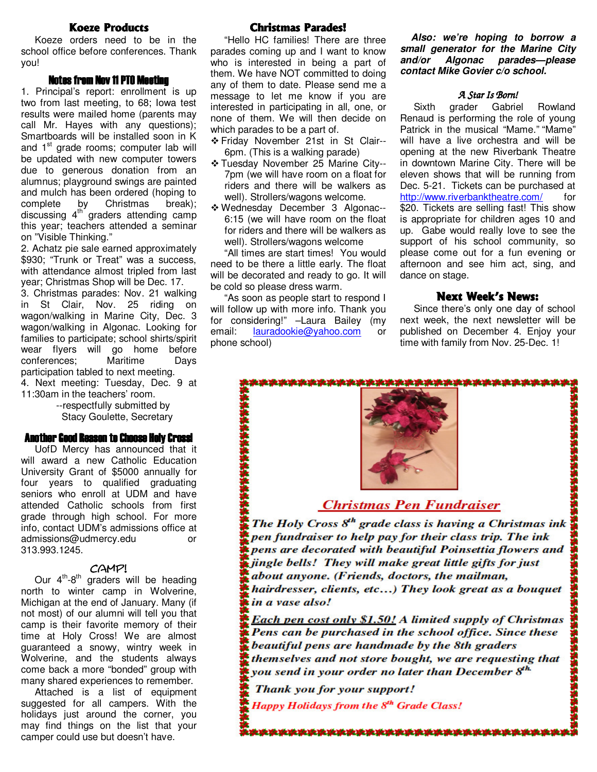## Koeze Products

Koeze orders need to be in the school office before conferences. Thank you!

## Notes from Nov 11 PTO Meeting

1. Principal's report: enrollment is up two from last meeting, to 68; Iowa test results were mailed home (parents may call Mr. Hayes with any questions); Smartboards will be installed soon in K and 1st grade rooms; computer lab will be updated with new computer towers due to generous donation from an alumnus; playground swings are painted and mulch has been ordered (hoping to complete by Christmas break); discussing 4th graders attending camp this year; teachers attended a seminar on "Visible Thinking."
2. Achatz pie sale earned approximately $930; "Trunk or Treat" was a success, with attendance almost tripled from last year; Christmas Shop will be Dec. 17.
3. Christmas parades: Nov. 21 walking in St Clair, Nov. 25 riding on wagon/walking in Marine City, Dec. 3 wagon/walking in Algonac. Looking for families to participate; school shirts/spirit wear flyers will go home before conferences; Maritime Days participation tabled to next meeting.
4. Next meeting: Tuesday, Dec. 9 at 11:30am in the teachers' room.

--respectfully submitted by
Stacy Goulette, Secretary

## Another Good Reason to Choose Holy Cross!

UofD Mercy has announced that it will award a new Catholic Education University Grant of $5000 annually for four years to qualified graduating seniors who enroll at UDM and have attended Catholic schools from first grade through high school. For more info, contact UDM's admissions office at admissions@udmercy.edu or 313.993.1245.

## CAMP!

Our 4th-8th graders will be heading north to winter camp in Wolverine, Michigan at the end of January. Many (if not most) of our alumni will tell you that camp is their favorite memory of their time at Holy Cross! We are almost guaranteed a snowy, wintry week in Wolverine, and the students always come back a more "bonded" group with many shared experiences to remember.

Attached is a list of equipment suggested for all campers. With the holidays just around the corner, you may find things on the list that your camper could use but doesn't have.

## Christmas Parades!

"Hello HC families! There are three parades coming up and I want to know who is interested in being a part of them. We have NOT committed to doing any of them to date. Please send me a message to let me know if you are interested in participating in all, one, or none of them. We will then decide on which parades to be a part of.

- Friday November 21st in St Clair--6pm. (This is a walking parade)
- Tuesday November 25 Marine City--7pm (we will have room on a float for riders and there will be walkers as well). Strollers/wagons welcome.
- Wednesday December 3 Algonac--6:15 (we will have room on the float for riders and there will be walkers as well). Strollers/wagons welcome

"All times are start times! You would need to be there a little early. The float will be decorated and ready to go. It will be cold so please dress warm.

"As soon as people start to respond I will follow up with more info. Thank you for considering!" –Laura Bailey (my email: lauradookie@yahoo.com or phone school)

***Also: we're hoping to borrow a small generator for the Marine City and/or Algonac parades—please contact Mike Govier c/o school.***

## A Star Is Born!

Sixth grader Gabriel Rowland Renaud is performing the role of young Patrick in the musical "Mame." "Mame" will have a live orchestra and will be opening at the new Riverbank Theatre in downtown Marine City. There will be eleven shows that will be running from Dec. 5-21. Tickets can be purchased at http://www.riverbanktheatre.com/ for $20. Tickets are selling fast! This show is appropriate for children ages 10 and up. Gabe would really love to see the support of his school community, so please come out for a fun evening or afternoon and see him act, sing, and dance on stage.

## Next Week's News:

Since there's only one day of school next week, the next newsletter will be published on December 4. Enjoy your time with family from Nov. 25-Dec. 1!

## Christmas Pen Fundraiser

***The Holy Cross 8th grade class is having a Christmas ink pen fundraiser to help pay for their class trip. The ink pens are decorated with beautiful Poinsettia flowers and jingle bells! They will make great little gifts for just about anyone. (Friends, doctors, the mailman, hairdresser, clients, etc…) They look great as a bouquet in a vase also!***

***Each pen cost only $1.50! A limited supply of Christmas Pens can be purchased in the school office. Since these beautiful pens are handmade by the 8th graders themselves and not store bought, we are requesting that you send in your order no later than December 8th.***

***Thank you for your support!***

***Happy Holidays from the 8th Grade Class!***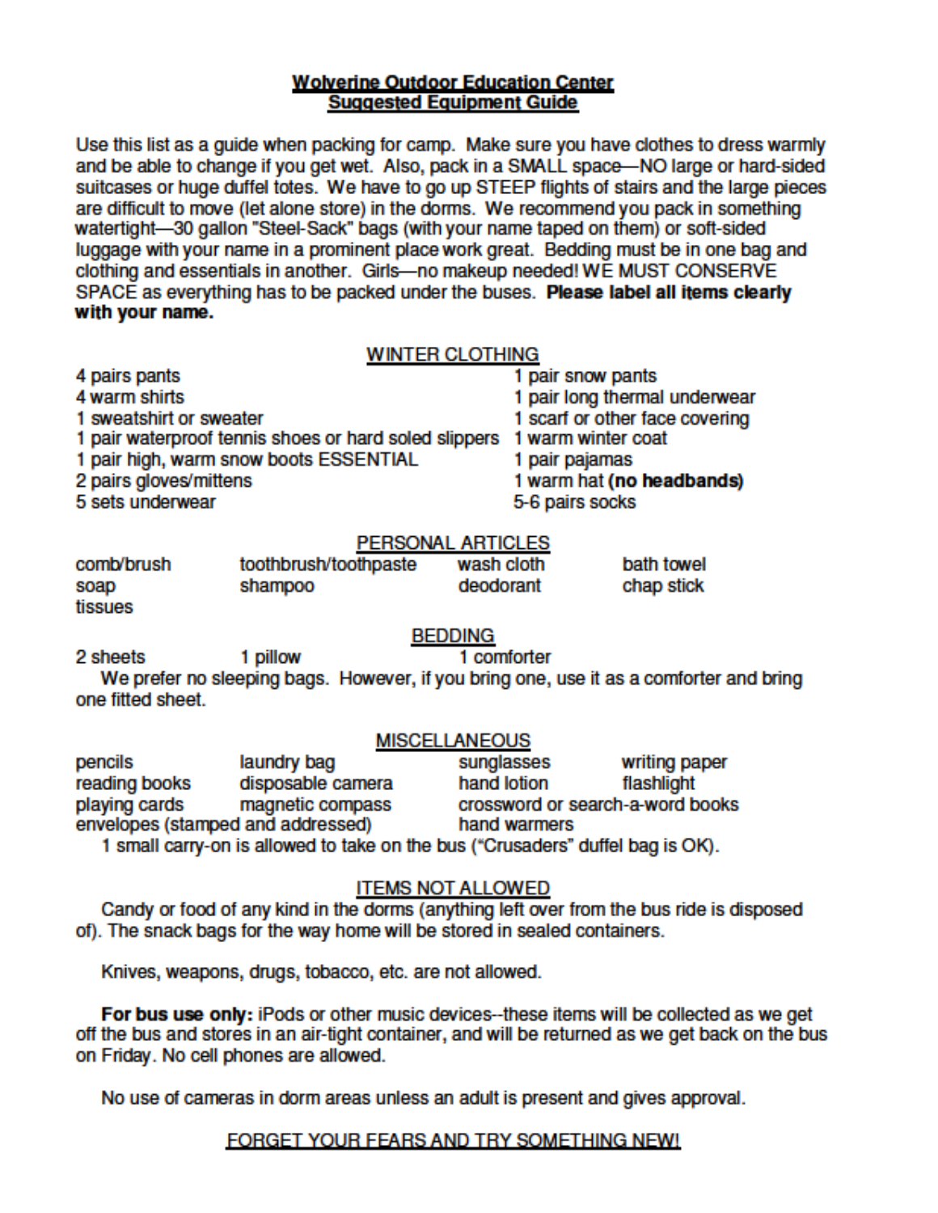# Wolverine Outdoor Education Center
## Suggested Equipment Guide

Use this list as a guide when packing for camp. Make sure you have clothes to dress warmly and be able to change if you get wet. Also, pack in a SMALL space—NO large or hard-sided suitcases or huge duffel totes. We have to go up STEEP flights of stairs and the large pieces are difficult to move (let alone store) in the dorms. We recommend you pack in something watertight—30 gallon "Steel-Sack" bags (with your name taped on them) or soft-sided luggage with your name in a prominent place work great. Bedding must be in one bag and clothing and essentials in another. Girls—no makeup needed! WE MUST CONSERVE SPACE as everything has to be packed under the buses. **Please label all items clearly with your name.**

### WINTER CLOTHING

- 4 pairs pants
- 4 warm shirts
- 1 sweatshirt or sweater
- 1 pair waterproof tennis shoes or hard soled slippers
- 1 pair high, warm snow boots ESSENTIAL
- 2 pairs gloves/mittens
- 5 sets underwear
- 1 pair snow pants
- 1 pair long thermal underwear
- 1 scarf or other face covering
- 1 warm winter coat
- 1 pair pajamas
- 1 warm hat **(no headbands)**
- 5-6 pairs socks

### PERSONAL ARTICLES

- comb/brush
- toothbrush/toothpaste
- wash cloth
- bath towel
- soap
- shampoo
- deodorant
- chap stick
- tissues

### BEDDING

- 2 sheets
- 1 pillow
- 1 comforter

We prefer no sleeping bags. However, if you bring one, use it as a comforter and bring one fitted sheet.

### MISCELLANEOUS

- pencils
- laundry bag
- sunglasses
- writing paper
- reading books
- disposable camera
- hand lotion
- flashlight
- playing cards
- magnetic compass
- crossword or search-a-word books
- envelopes (stamped and addressed)
- hand warmers

1 small carry-on is allowed to take on the bus ("Crusaders" duffel bag is OK).

### ITEMS NOT ALLOWED

Candy or food of any kind in the dorms (anything left over from the bus ride is disposed of). The snack bags for the way home will be stored in sealed containers.

Knives, weapons, drugs, tobacco, etc. are not allowed.

**For bus use only:** iPods or other music devices--these items will be collected as we get off the bus and stores in an air-tight container, and will be returned as we get back on the bus on Friday. No cell phones are allowed.

No use of cameras in dorm areas unless an adult is present and gives approval.

FORGET YOUR FEARS AND TRY SOMETHING NEW!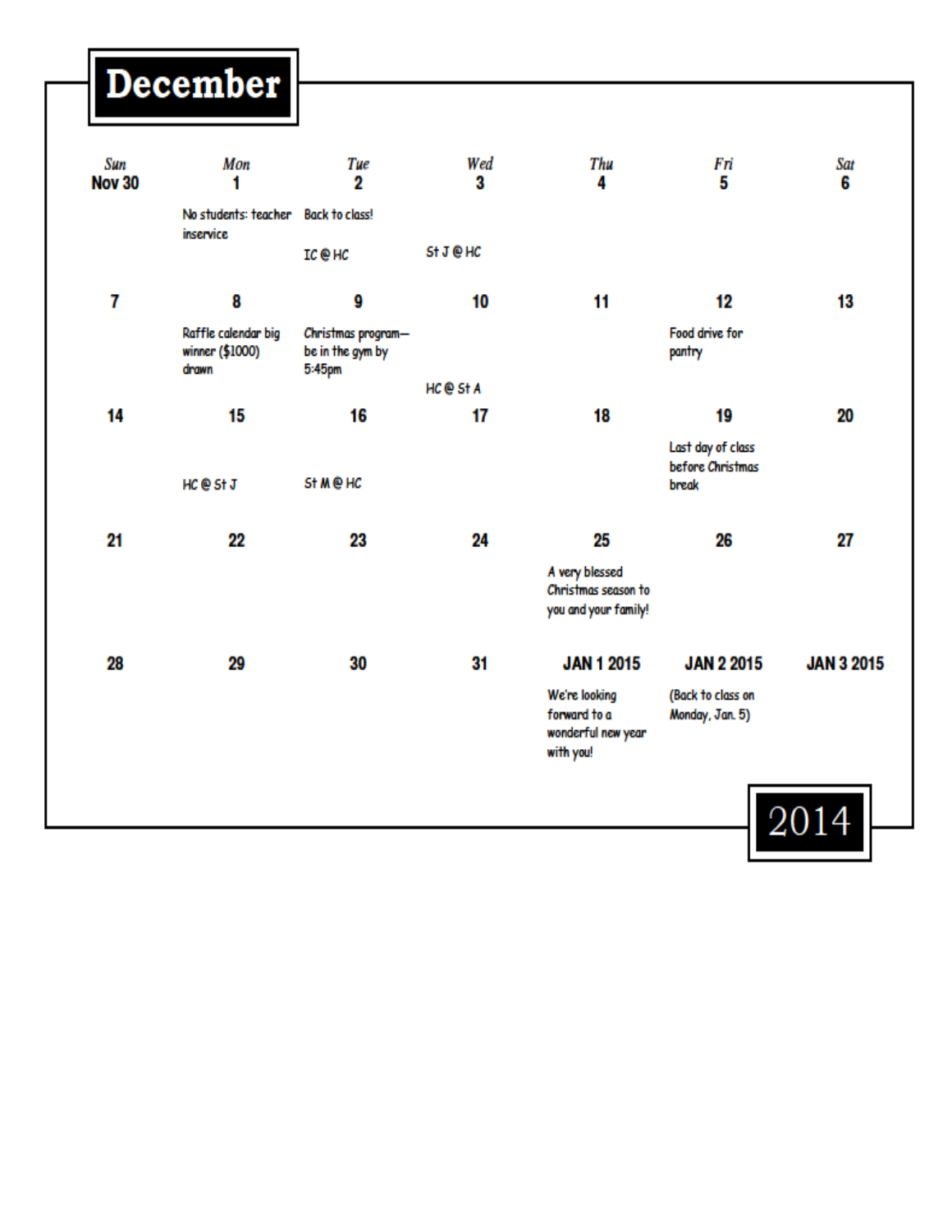# December

| Sun | Mon | Tue | Wed | Thu | Fri | Sat |
|---|---|---|---|---|---|---|
| **Nov 30** | **1**<br>No students: teacher inservice | **2**<br>Back to class!<br>IC @ HC | **3**<br>St J @ HC | **4** | **5** | **6** |
| **7** | **8**<br>Raffle calendar big winner ($1000) drawn | **9**<br>Christmas program—be in the gym by 5:45pm | **10**<br>HC @ St A | **11** | **12**<br>Food drive for pantry | **13** |
| **14** | **15**<br>HC @ St J | **16**<br>St M @ HC | **17** | **18** | **19**<br>Last day of class before Christmas break | **20** |
| **21** | **22** | **23** | **24** | **25**<br>A very blessed Christmas season to you and your family! | **26** | **27** |
| **28** | **29** | **30** | **31** | **JAN 1 2015**<br>We're looking forward to a wonderful new year with you! | **JAN 2 2015**<br>(Back to class on Monday, Jan. 5) | **JAN 3 2015** |

2014